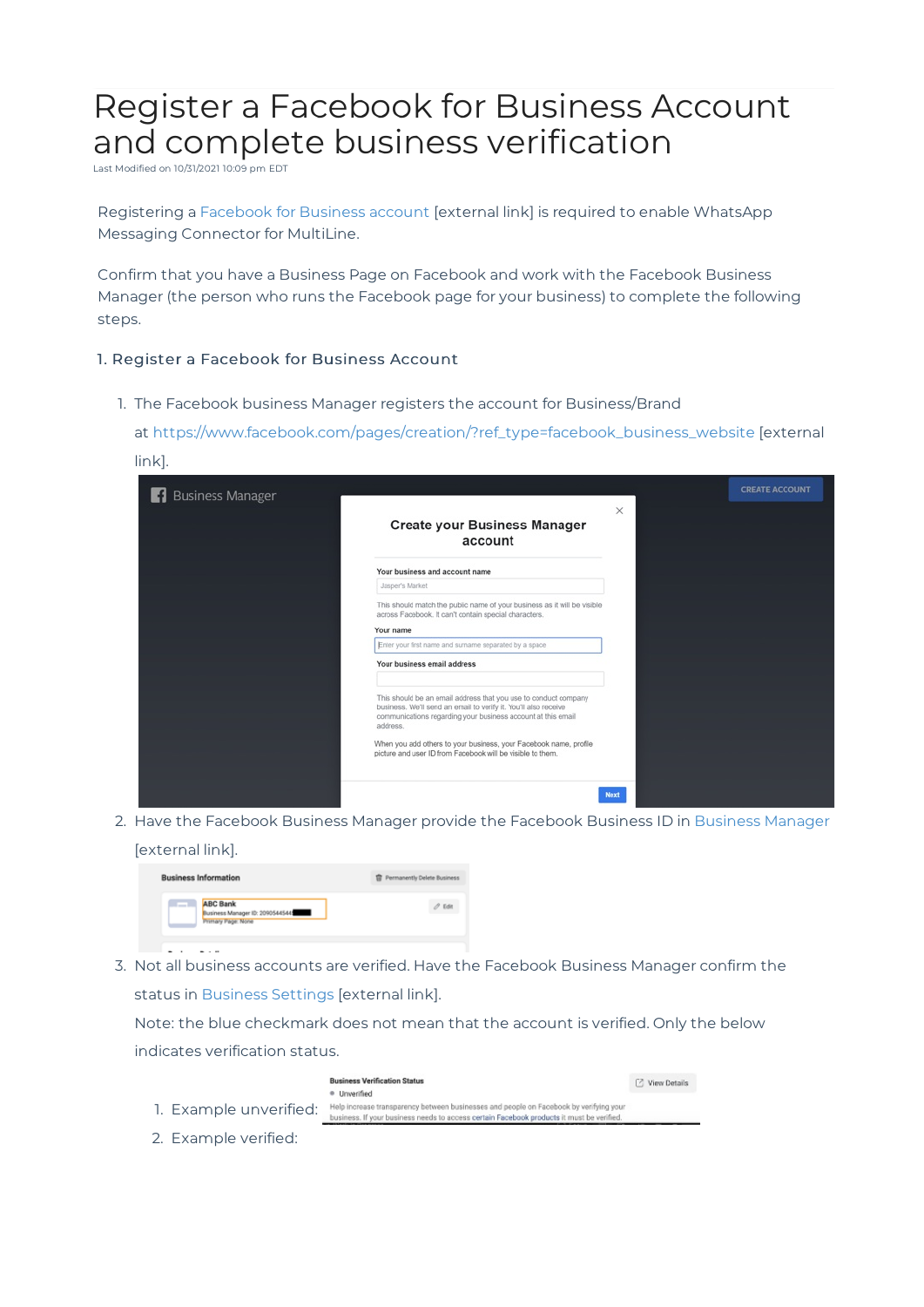# Register a Facebook for Business Account and complete business verification

Last Modified on 10/31/2021 10:09 pm EDT

Registering a Facebook for Business account [external link] is required to enable WhatsApp Messaging Connector for MultiLine.

Confirm that you have a Business Page on Facebook and work with the Facebook Business Manager (the person who runs the Facebook page for your business) to complete the following steps.

## 1. Register a Facebook for Business Account

1. The Facebook business Manager registers the account for Business/Brand at https://www.facebook.com/pages/creation/?ref_type=facebook_business_website [external link].
2. Have the Facebook Business Manager provide the Facebook Business ID in Business Manager [external link].
3. Not all business accounts are verified. Have the Facebook Business Manager confirm the status in Business Settings [external link].
   Note: the blue checkmark does not mean that the account is verified. Only the below indicates verification status.
   1. Example unverified:
   2. Example verified: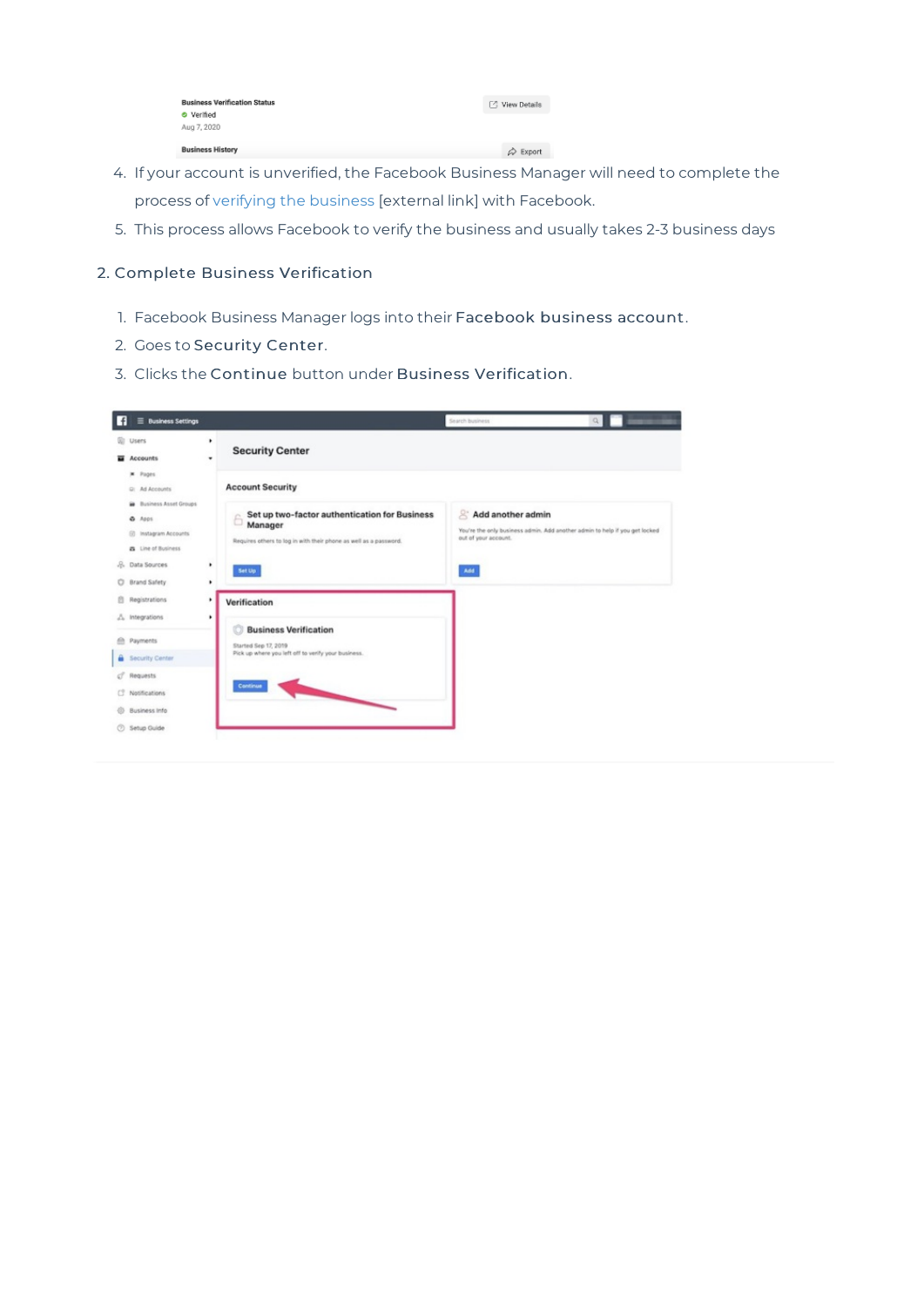4. If your account is unverified, the Facebook Business Manager will need to complete the process of verifying the business [external link] with Facebook.
5. This process allows Facebook to verify the business and usually takes 2-3 business days

2. Complete Business Verification

1. Facebook Business Manager logs into their **Facebook business account**.
2. Goes to **Security Center**.
3. Clicks the **Continue** button under **Business Verification**.